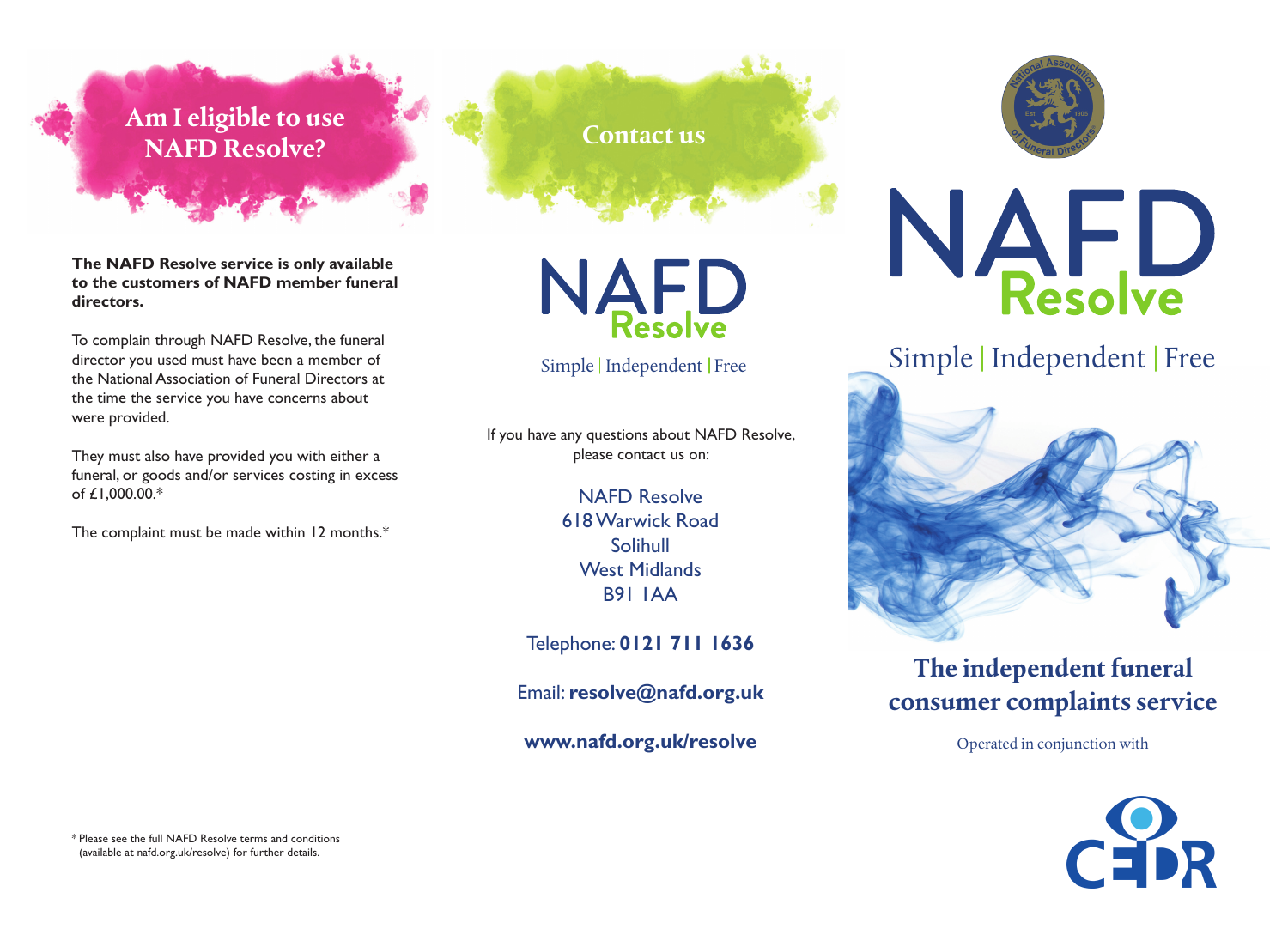## Am I eligible to use NAFD Resolve?

**The NAFD Resolve service is only available to the customers of NAFD member funeral directors.**

To complain through NAFD Resolve, the funeral director you used must have been a member of the National Association of Funeral Directors at the time the service you have concerns about were provided.

They must also have provided you with either a funeral, or goods and/or services costing in excess of £1,000.00.*

The complaint must be made within 12 months.*

* Please see the full NAFD Resolve terms and conditions (available at nafd.org.uk/resolve) for further details.

## Contact us

NAFD Resolve

Simple | Independent | Free

If you have any questions about NAFD Resolve, please contact us on:

NAFD Resolve
618 Warwick Road
Solihull
West Midlands
B91 1AA

Telephone: **0121 711 1636**

Email: **resolve@nafd.org.uk**

**www.nafd.org.uk/resolve**

National Association of Funeral Directors Est 1905

# NAFD Resolve

Simple | Independent | Free

## The independent funeral consumer complaints service

Operated in conjunction with

CEDR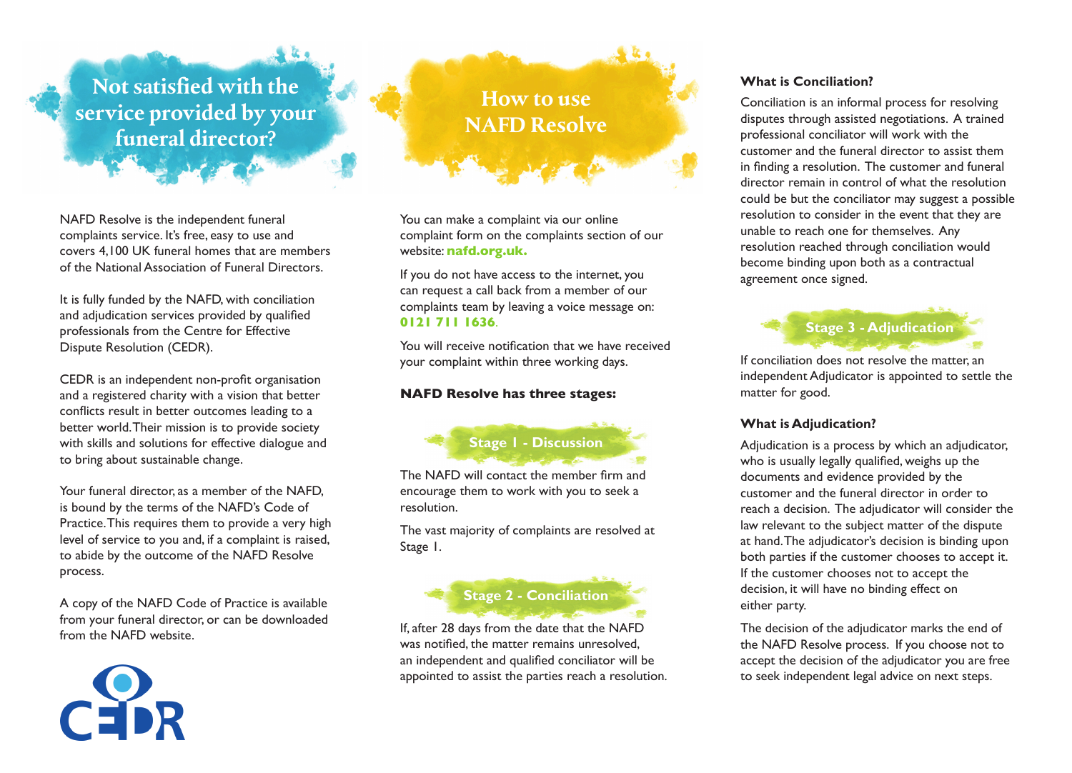## Not satisfied with the service provided by your funeral director?

NAFD Resolve is the independent funeral complaints service. It's free, easy to use and covers 4,100 UK funeral homes that are members of the National Association of Funeral Directors.

It is fully funded by the NAFD, with conciliation and adjudication services provided by qualified professionals from the Centre for Effective Dispute Resolution (CEDR).

CEDR is an independent non-profit organisation and a registered charity with a vision that better conflicts result in better outcomes leading to a better world. Their mission is to provide society with skills and solutions for effective dialogue and to bring about sustainable change.

Your funeral director, as a member of the NAFD, is bound by the terms of the NAFD's Code of Practice. This requires them to provide a very high level of service to you and, if a complaint is raised, to abide by the outcome of the NAFD Resolve process.

A copy of the NAFD Code of Practice is available from your funeral director, or can be downloaded from the NAFD website.

CEDR

## How to use NAFD Resolve

You can make a complaint via our online complaint form on the complaints section of our website: **nafd.org.uk.**

If you do not have access to the internet, you can request a call back from a member of our complaints team by leaving a voice message on: **0121 711 1636**.

You will receive notification that we have received your complaint within three working days.

**NAFD Resolve has three stages:**

### Stage 1 - Discussion

The NAFD will contact the member firm and encourage them to work with you to seek a resolution.

The vast majority of complaints are resolved at Stage 1.

### Stage 2 - Conciliation

If, after 28 days from the date that the NAFD was notified, the matter remains unresolved, an independent and qualified conciliator will be appointed to assist the parties reach a resolution.

**What is Conciliation?**

Conciliation is an informal process for resolving disputes through assisted negotiations. A trained professional conciliator will work with the customer and the funeral director to assist them in finding a resolution. The customer and funeral director remain in control of what the resolution could be but the conciliator may suggest a possible resolution to consider in the event that they are unable to reach one for themselves. Any resolution reached through conciliation would become binding upon both as a contractual agreement once signed.

### Stage 3 - Adjudication

If conciliation does not resolve the matter, an independent Adjudicator is appointed to settle the matter for good.

**What is Adjudication?**

Adjudication is a process by which an adjudicator, who is usually legally qualified, weighs up the documents and evidence provided by the customer and the funeral director in order to reach a decision. The adjudicator will consider the law relevant to the subject matter of the dispute at hand. The adjudicator's decision is binding upon both parties if the customer chooses to accept it. If the customer chooses not to accept the decision, it will have no binding effect on either party.

The decision of the adjudicator marks the end of the NAFD Resolve process. If you choose not to accept the decision of the adjudicator you are free to seek independent legal advice on next steps.